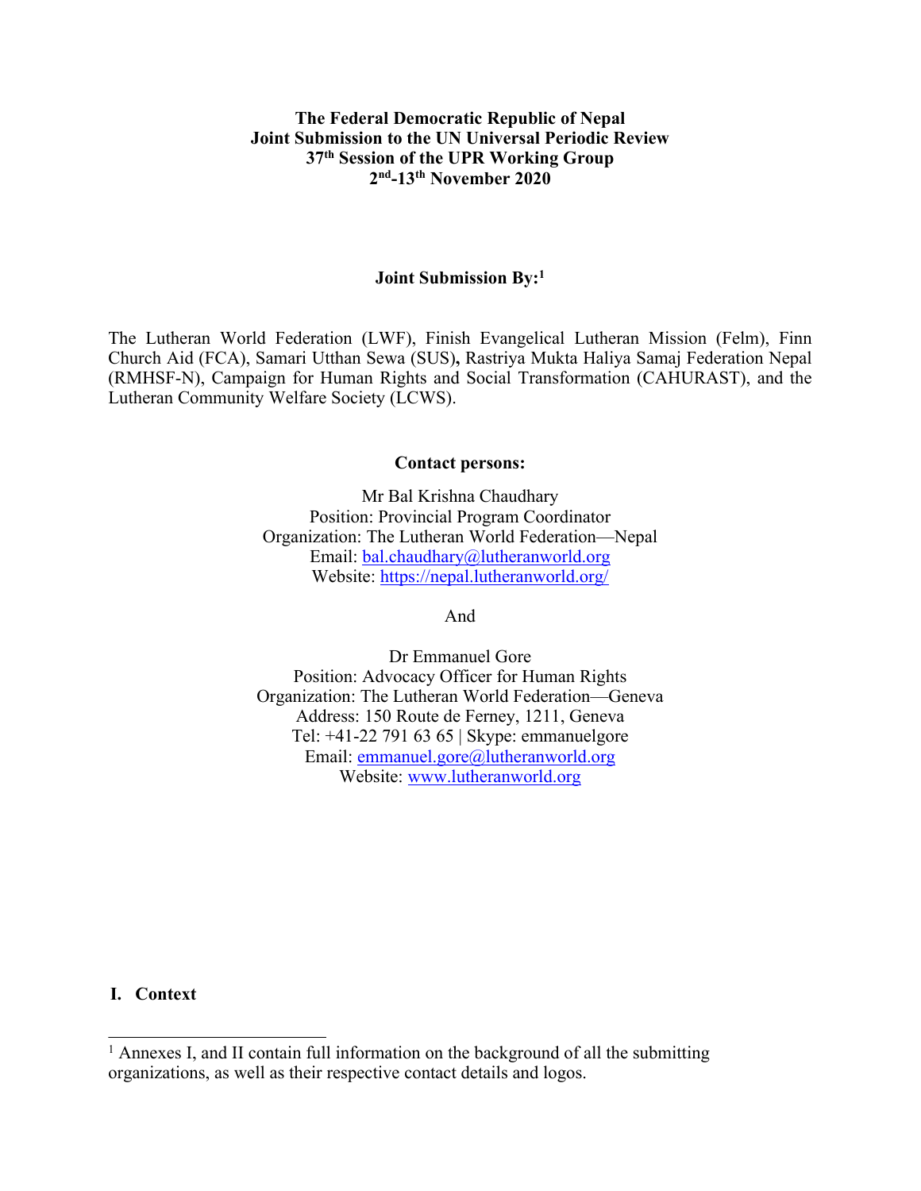**The Federal Democratic Republic of Nepal**
**Joint Submission to the UN Universal Periodic Review**
**37th Session of the UPR Working Group**
**2nd-13th November 2020**

**Joint Submission By:**[1]

The Lutheran World Federation (LWF), Finish Evangelical Lutheran Mission (Felm), Finn Church Aid (FCA), Samari Utthan Sewa (SUS)**,** Rastriya Mukta Haliya Samaj Federation Nepal (RMHSF-N), Campaign for Human Rights and Social Transformation (CAHURAST), and the Lutheran Community Welfare Society (LCWS).

**Contact persons:**

Mr Bal Krishna Chaudhary
Position: Provincial Program Coordinator
Organization: The Lutheran World Federation—Nepal
Email: bal.chaudhary@lutheranworld.org
Website: https://nepal.lutheranworld.org/

And

Dr Emmanuel Gore
Position: Advocacy Officer for Human Rights
Organization: The Lutheran World Federation—Geneva
Address: 150 Route de Ferney, 1211, Geneva
Tel: +41-22 791 63 65 | Skype: emmanuelgore
Email: emmanuel.gore@lutheranworld.org
Website: www.lutheranworld.org

## I. Context

[1] Annexes I, and II contain full information on the background of all the submitting organizations, as well as their respective contact details and logos.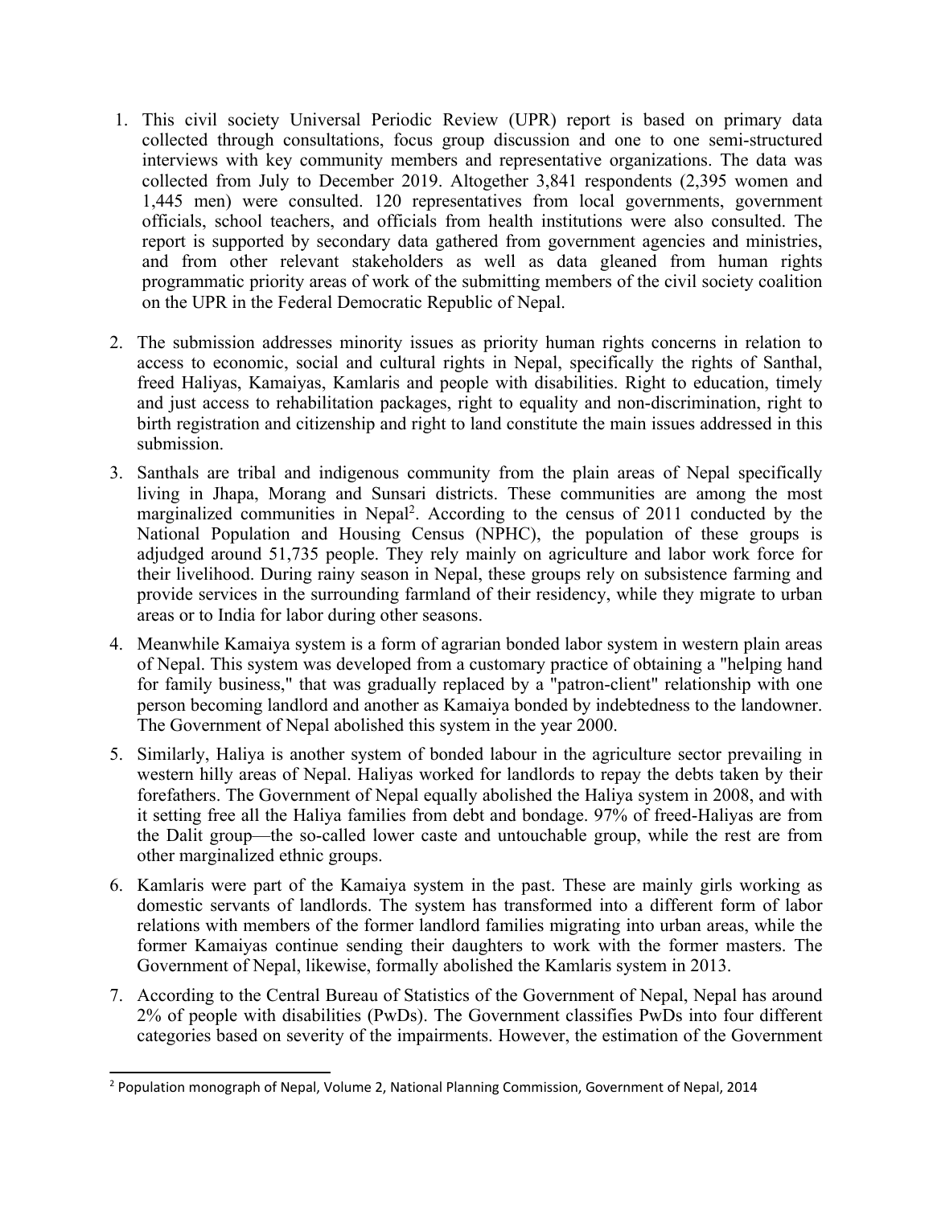1. This civil society Universal Periodic Review (UPR) report is based on primary data collected through consultations, focus group discussion and one to one semi-structured interviews with key community members and representative organizations. The data was collected from July to December 2019. Altogether 3,841 respondents (2,395 women and 1,445 men) were consulted. 120 representatives from local governments, government officials, school teachers, and officials from health institutions were also consulted. The report is supported by secondary data gathered from government agencies and ministries, and from other relevant stakeholders as well as data gleaned from human rights programmatic priority areas of work of the submitting members of the civil society coalition on the UPR in the Federal Democratic Republic of Nepal.

2. The submission addresses minority issues as priority human rights concerns in relation to access to economic, social and cultural rights in Nepal, specifically the rights of Santhal, freed Haliyas, Kamaiyas, Kamlaris and people with disabilities. Right to education, timely and just access to rehabilitation packages, right to equality and non-discrimination, right to birth registration and citizenship and right to land constitute the main issues addressed in this submission.

3. Santhals are tribal and indigenous community from the plain areas of Nepal specifically living in Jhapa, Morang and Sunsari districts. These communities are among the most marginalized communities in Nepal[2]. According to the census of 2011 conducted by the National Population and Housing Census (NPHC), the population of these groups is adjudged around 51,735 people. They rely mainly on agriculture and labor work force for their livelihood. During rainy season in Nepal, these groups rely on subsistence farming and provide services in the surrounding farmland of their residency, while they migrate to urban areas or to India for labor during other seasons.

4. Meanwhile Kamaiya system is a form of agrarian bonded labor system in western plain areas of Nepal. This system was developed from a customary practice of obtaining a "helping hand for family business," that was gradually replaced by a "patron-client" relationship with one person becoming landlord and another as Kamaiya bonded by indebtedness to the landowner. The Government of Nepal abolished this system in the year 2000.

5. Similarly, Haliya is another system of bonded labour in the agriculture sector prevailing in western hilly areas of Nepal. Haliyas worked for landlords to repay the debts taken by their forefathers. The Government of Nepal equally abolished the Haliya system in 2008, and with it setting free all the Haliya families from debt and bondage. 97% of freed-Haliyas are from the Dalit group—the so-called lower caste and untouchable group, while the rest are from other marginalized ethnic groups.

6. Kamlaris were part of the Kamaiya system in the past. These are mainly girls working as domestic servants of landlords. The system has transformed into a different form of labor relations with members of the former landlord families migrating into urban areas, while the former Kamaiyas continue sending their daughters to work with the former masters. The Government of Nepal, likewise, formally abolished the Kamlaris system in 2013.

7. According to the Central Bureau of Statistics of the Government of Nepal, Nepal has around 2% of people with disabilities (PwDs). The Government classifies PwDs into four different categories based on severity of the impairments. However, the estimation of the Government

---

[2] Population monograph of Nepal, Volume 2, National Planning Commission, Government of Nepal, 2014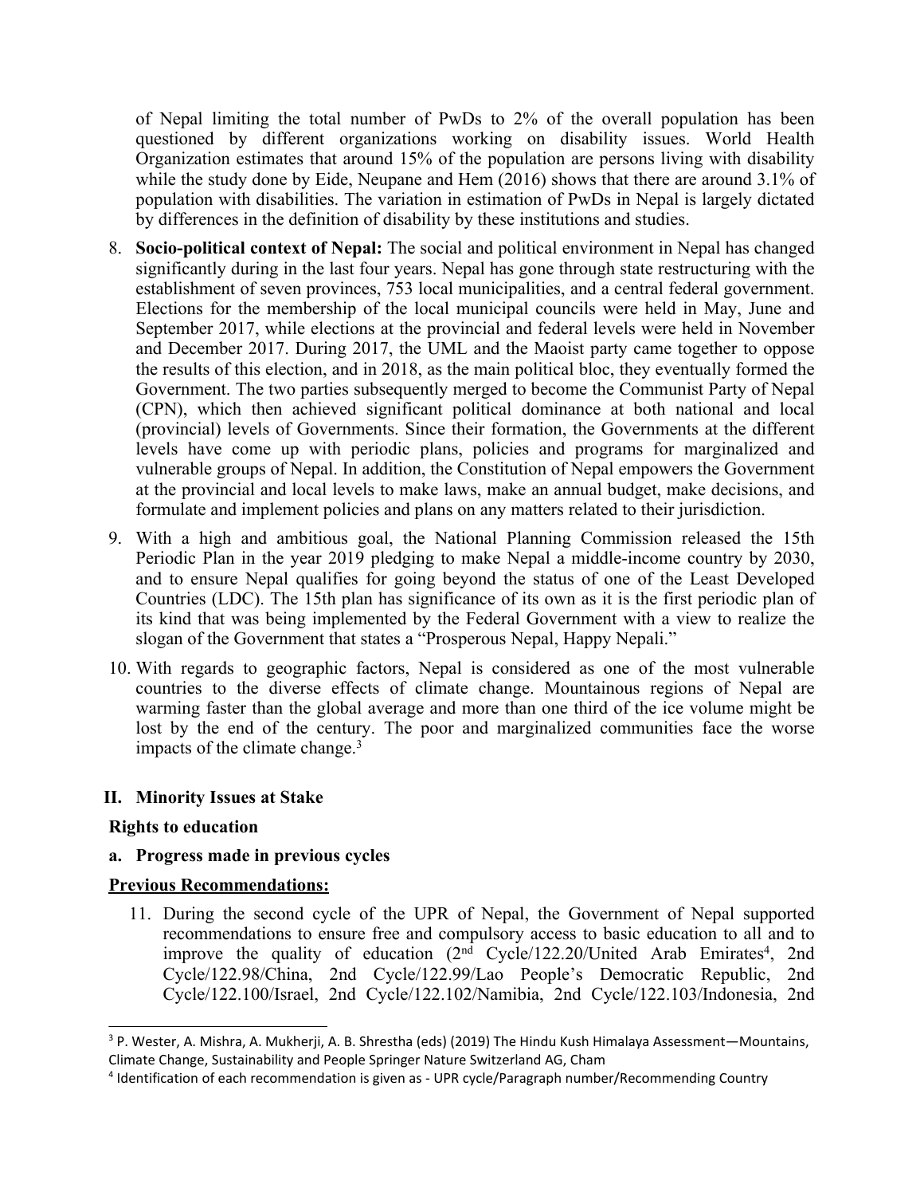of Nepal limiting the total number of PwDs to 2% of the overall population has been questioned by different organizations working on disability issues. World Health Organization estimates that around 15% of the population are persons living with disability while the study done by Eide, Neupane and Hem (2016) shows that there are around 3.1% of population with disabilities. The variation in estimation of PwDs in Nepal is largely dictated by differences in the definition of disability by these institutions and studies.

8. **Socio-political context of Nepal:** The social and political environment in Nepal has changed significantly during in the last four years. Nepal has gone through state restructuring with the establishment of seven provinces, 753 local municipalities, and a central federal government. Elections for the membership of the local municipal councils were held in May, June and September 2017, while elections at the provincial and federal levels were held in November and December 2017. During 2017, the UML and the Maoist party came together to oppose the results of this election, and in 2018, as the main political bloc, they eventually formed the Government. The two parties subsequently merged to become the Communist Party of Nepal (CPN), which then achieved significant political dominance at both national and local (provincial) levels of Governments. Since their formation, the Governments at the different levels have come up with periodic plans, policies and programs for marginalized and vulnerable groups of Nepal. In addition, the Constitution of Nepal empowers the Government at the provincial and local levels to make laws, make an annual budget, make decisions, and formulate and implement policies and plans on any matters related to their jurisdiction.

9. With a high and ambitious goal, the National Planning Commission released the 15th Periodic Plan in the year 2019 pledging to make Nepal a middle-income country by 2030, and to ensure Nepal qualifies for going beyond the status of one of the Least Developed Countries (LDC). The 15th plan has significance of its own as it is the first periodic plan of its kind that was being implemented by the Federal Government with a view to realize the slogan of the Government that states a "Prosperous Nepal, Happy Nepali."

10. With regards to geographic factors, Nepal is considered as one of the most vulnerable countries to the diverse effects of climate change. Mountainous regions of Nepal are warming faster than the global average and more than one third of the ice volume might be lost by the end of the century. The poor and marginalized communities face the worse impacts of the climate change.[3]

## II. Minority Issues at Stake

### Rights to education

### a. Progress made in previous cycles

**Previous Recommendations:**

11. During the second cycle of the UPR of Nepal, the Government of Nepal supported recommendations to ensure free and compulsory access to basic education to all and to improve the quality of education (2nd Cycle/122.20/United Arab Emirates[4], 2nd Cycle/122.98/China, 2nd Cycle/122.99/Lao People's Democratic Republic, 2nd Cycle/122.100/Israel, 2nd Cycle/122.102/Namibia, 2nd Cycle/122.103/Indonesia, 2nd

---

[3] P. Wester, A. Mishra, A. Mukherji, A. B. Shrestha (eds) (2019) The Hindu Kush Himalaya Assessment—Mountains, Climate Change, Sustainability and People Springer Nature Switzerland AG, Cham

[4] Identification of each recommendation is given as - UPR cycle/Paragraph number/Recommending Country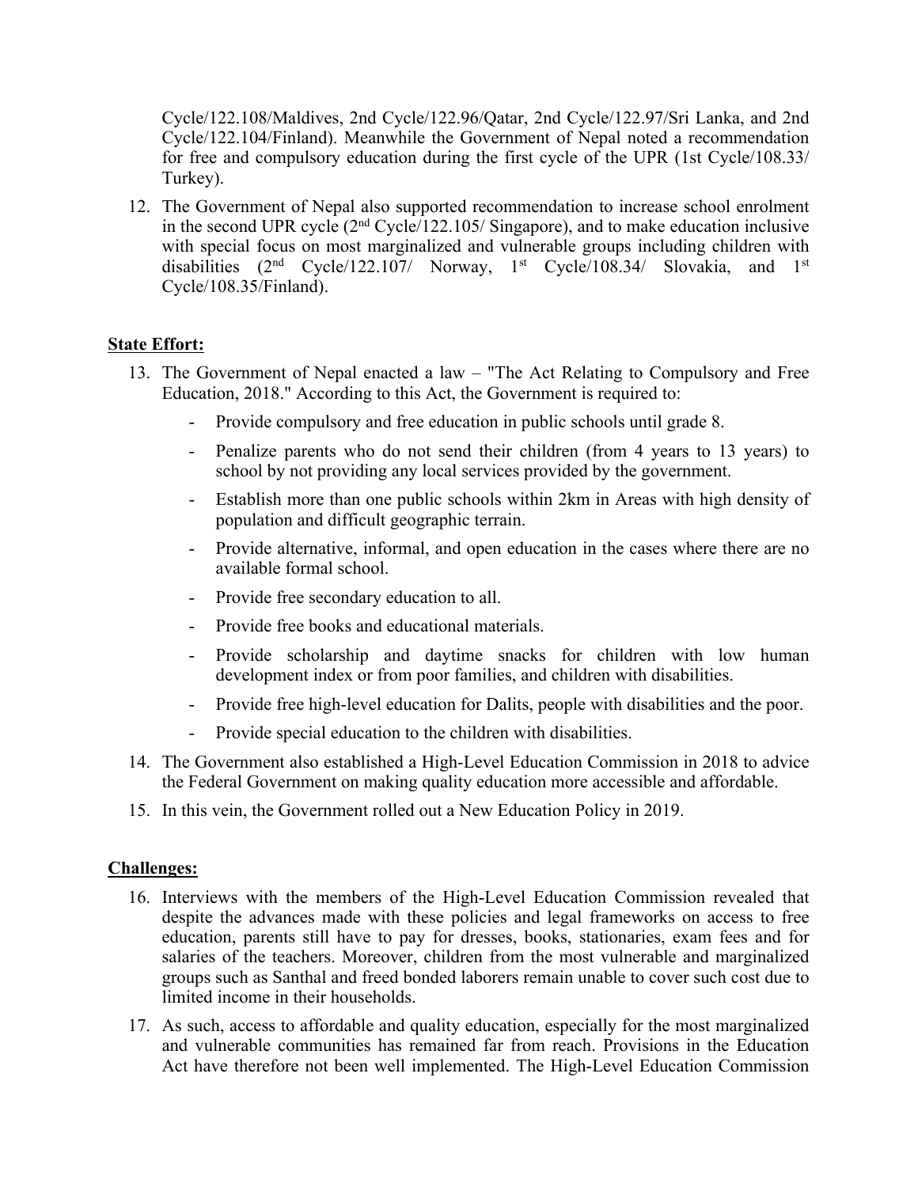Cycle/122.108/Maldives, 2nd Cycle/122.96/Qatar, 2nd Cycle/122.97/Sri Lanka, and 2nd Cycle/122.104/Finland). Meanwhile the Government of Nepal noted a recommendation for free and compulsory education during the first cycle of the UPR (1st Cycle/108.33/ Turkey).

12. The Government of Nepal also supported recommendation to increase school enrolment in the second UPR cycle (2nd Cycle/122.105/ Singapore), and to make education inclusive with special focus on most marginalized and vulnerable groups including children with disabilities (2nd Cycle/122.107/ Norway, 1st Cycle/108.34/ Slovakia, and 1st Cycle/108.35/Finland).

**State Effort:**

13. The Government of Nepal enacted a law – "The Act Relating to Compulsory and Free Education, 2018." According to this Act, the Government is required to:
    - Provide compulsory and free education in public schools until grade 8.
    - Penalize parents who do not send their children (from 4 years to 13 years) to school by not providing any local services provided by the government.
    - Establish more than one public schools within 2km in Areas with high density of population and difficult geographic terrain.
    - Provide alternative, informal, and open education in the cases where there are no available formal school.
    - Provide free secondary education to all.
    - Provide free books and educational materials.
    - Provide scholarship and daytime snacks for children with low human development index or from poor families, and children with disabilities.
    - Provide free high-level education for Dalits, people with disabilities and the poor.
    - Provide special education to the children with disabilities.
14. The Government also established a High-Level Education Commission in 2018 to advice the Federal Government on making quality education more accessible and affordable.
15. In this vein, the Government rolled out a New Education Policy in 2019.

**Challenges:**

16. Interviews with the members of the High-Level Education Commission revealed that despite the advances made with these policies and legal frameworks on access to free education, parents still have to pay for dresses, books, stationaries, exam fees and for salaries of the teachers. Moreover, children from the most vulnerable and marginalized groups such as Santhal and freed bonded laborers remain unable to cover such cost due to limited income in their households.
17. As such, access to affordable and quality education, especially for the most marginalized and vulnerable communities has remained far from reach. Provisions in the Education Act have therefore not been well implemented. The High-Level Education Commission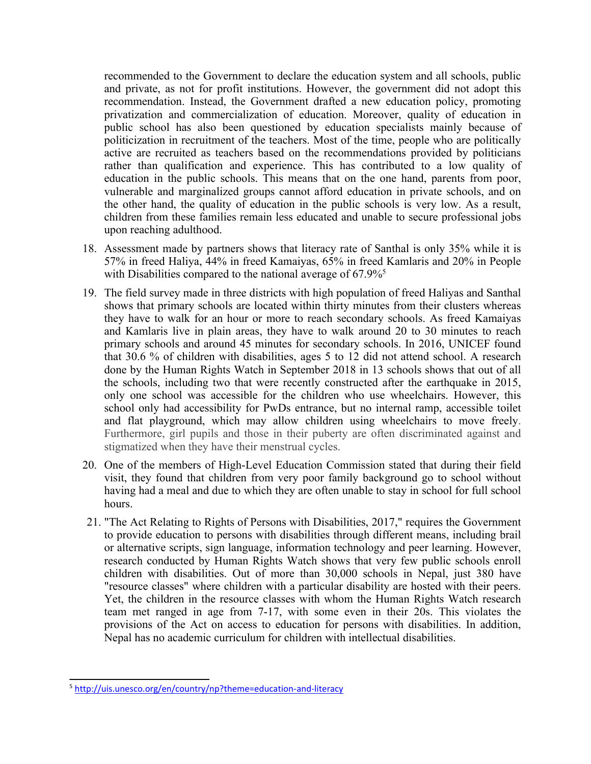recommended to the Government to declare the education system and all schools, public and private, as not for profit institutions. However, the government did not adopt this recommendation. Instead, the Government drafted a new education policy, promoting privatization and commercialization of education. Moreover, quality of education in public school has also been questioned by education specialists mainly because of politicization in recruitment of the teachers. Most of the time, people who are politically active are recruited as teachers based on the recommendations provided by politicians rather than qualification and experience. This has contributed to a low quality of education in the public schools. This means that on the one hand, parents from poor, vulnerable and marginalized groups cannot afford education in private schools, and on the other hand, the quality of education in the public schools is very low. As a result, children from these families remain less educated and unable to secure professional jobs upon reaching adulthood.

18. Assessment made by partners shows that literacy rate of Santhal is only 35% while it is 57% in freed Haliya, 44% in freed Kamaiyas, 65% in freed Kamlaris and 20% in People with Disabilities compared to the national average of 67.9%[5]

19. The field survey made in three districts with high population of freed Haliyas and Santhal shows that primary schools are located within thirty minutes from their clusters whereas they have to walk for an hour or more to reach secondary schools. As freed Kamaiyas and Kamlaris live in plain areas, they have to walk around 20 to 30 minutes to reach primary schools and around 45 minutes for secondary schools. In 2016, UNICEF found that 30.6 % of children with disabilities, ages 5 to 12 did not attend school. A research done by the Human Rights Watch in September 2018 in 13 schools shows that out of all the schools, including two that were recently constructed after the earthquake in 2015, only one school was accessible for the children who use wheelchairs. However, this school only had accessibility for PwDs entrance, but no internal ramp, accessible toilet and flat playground, which may allow children using wheelchairs to move freely. Furthermore, girl pupils and those in their puberty are often discriminated against and stigmatized when they have their menstrual cycles.

20. One of the members of High-Level Education Commission stated that during their field visit, they found that children from very poor family background go to school without having had a meal and due to which they are often unable to stay in school for full school hours.

21. "The Act Relating to Rights of Persons with Disabilities, 2017," requires the Government to provide education to persons with disabilities through different means, including brail or alternative scripts, sign language, information technology and peer learning. However, research conducted by Human Rights Watch shows that very few public schools enroll children with disabilities. Out of more than 30,000 schools in Nepal, just 380 have "resource classes" where children with a particular disability are hosted with their peers. Yet, the children in the resource classes with whom the Human Rights Watch research team met ranged in age from 7-17, with some even in their 20s. This violates the provisions of the Act on access to education for persons with disabilities. In addition, Nepal has no academic curriculum for children with intellectual disabilities.

---

[5] http://uis.unesco.org/en/country/np?theme=education-and-literacy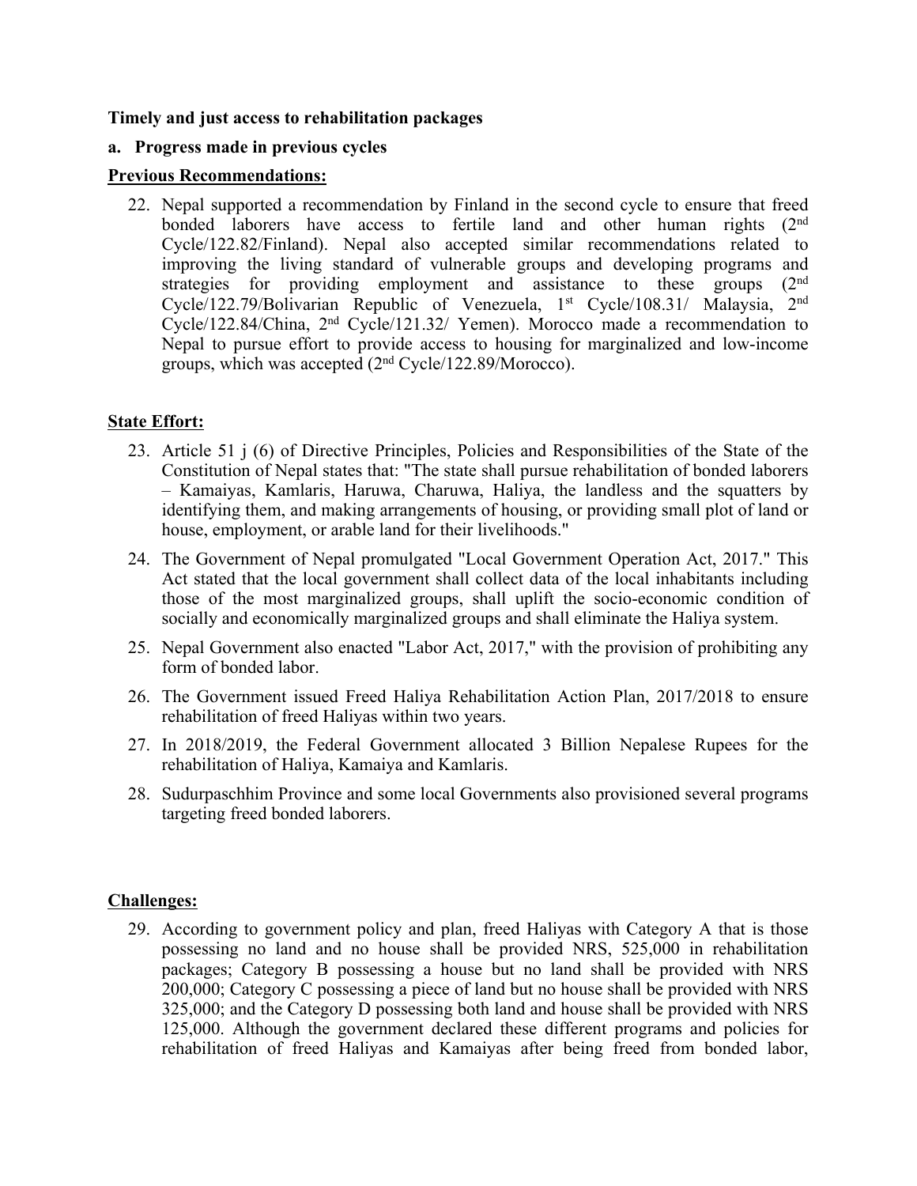**Timely and just access to rehabilitation packages**

**a. Progress made in previous cycles**

**Previous Recommendations:**

22. Nepal supported a recommendation by Finland in the second cycle to ensure that freed bonded laborers have access to fertile land and other human rights (2nd Cycle/122.82/Finland). Nepal also accepted similar recommendations related to improving the living standard of vulnerable groups and developing programs and strategies for providing employment and assistance to these groups (2nd Cycle/122.79/Bolivarian Republic of Venezuela, 1st Cycle/108.31/ Malaysia, 2nd Cycle/122.84/China, 2nd Cycle/121.32/ Yemen). Morocco made a recommendation to Nepal to pursue effort to provide access to housing for marginalized and low-income groups, which was accepted (2nd Cycle/122.89/Morocco).

**State Effort:**

23. Article 51 j (6) of Directive Principles, Policies and Responsibilities of the State of the Constitution of Nepal states that: "The state shall pursue rehabilitation of bonded laborers – Kamaiyas, Kamlaris, Haruwa, Charuwa, Haliya, the landless and the squatters by identifying them, and making arrangements of housing, or providing small plot of land or house, employment, or arable land for their livelihoods."
24. The Government of Nepal promulgated "Local Government Operation Act, 2017." This Act stated that the local government shall collect data of the local inhabitants including those of the most marginalized groups, shall uplift the socio-economic condition of socially and economically marginalized groups and shall eliminate the Haliya system.
25. Nepal Government also enacted "Labor Act, 2017," with the provision of prohibiting any form of bonded labor.
26. The Government issued Freed Haliya Rehabilitation Action Plan, 2017/2018 to ensure rehabilitation of freed Haliyas within two years.
27. In 2018/2019, the Federal Government allocated 3 Billion Nepalese Rupees for the rehabilitation of Haliya, Kamaiya and Kamlaris.
28. Sudurpaschhim Province and some local Governments also provisioned several programs targeting freed bonded laborers.

**Challenges:**

29. According to government policy and plan, freed Haliyas with Category A that is those possessing no land and no house shall be provided NRS, 525,000 in rehabilitation packages; Category B possessing a house but no land shall be provided with NRS 200,000; Category C possessing a piece of land but no house shall be provided with NRS 325,000; and the Category D possessing both land and house shall be provided with NRS 125,000. Although the government declared these different programs and policies for rehabilitation of freed Haliyas and Kamaiyas after being freed from bonded labor,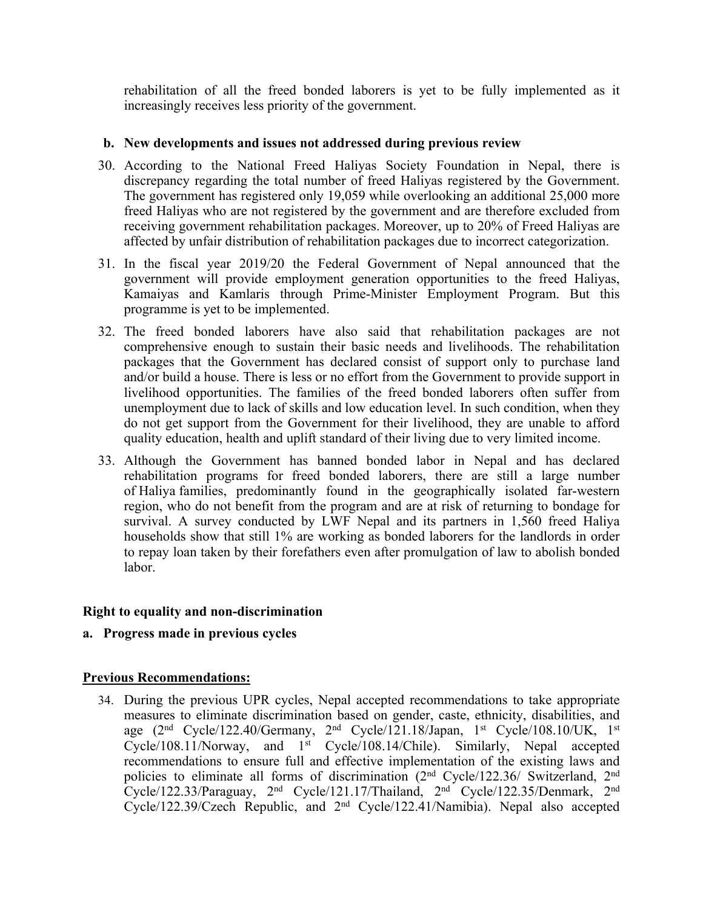rehabilitation of all the freed bonded laborers is yet to be fully implemented as it increasingly receives less priority of the government.

**b. New developments and issues not addressed during previous review**

30. According to the National Freed Haliyas Society Foundation in Nepal, there is discrepancy regarding the total number of freed Haliyas registered by the Government. The government has registered only 19,059 while overlooking an additional 25,000 more freed Haliyas who are not registered by the government and are therefore excluded from receiving government rehabilitation packages. Moreover, up to 20% of Freed Haliyas are affected by unfair distribution of rehabilitation packages due to incorrect categorization.

31. In the fiscal year 2019/20 the Federal Government of Nepal announced that the government will provide employment generation opportunities to the freed Haliyas, Kamaiyas and Kamlaris through Prime-Minister Employment Program. But this programme is yet to be implemented.

32. The freed bonded laborers have also said that rehabilitation packages are not comprehensive enough to sustain their basic needs and livelihoods. The rehabilitation packages that the Government has declared consist of support only to purchase land and/or build a house. There is less or no effort from the Government to provide suppor in livelihood opportunities. The families of the freed bonded laborers often suffer from unemployment due to lack of skills and low education level. In such condition, when they do not get support from the Government for their livelihood, they are unable to afford quality education, health and uplift standard of their living due to very limited income.

33. Although the Government has banned bonded labor in Nepal and has declared rehabilitation programs for freed bonded laborers, there are still a large number of Haliya families, predominantly found in the geographically isolated far-western region, who do not benefit from the program and are at risk of returning to bondage for survival. A survey conducted by LWF Nepal and its partners in 1,560 freed Haliya households show that still 1% are working as bonded laborers for the landlords in order to repay loan taken by their forefathers even after promulgation of law to abolish bonded labor.

**Right to equality and non-discrimination**

**a. Progress made in previous cycles**

**Previous Recommendations:**

34. During the previous UPR cycles, Nepal accepted recommendations to take appropriate measures to eliminate discrimination based on gender, caste, ethnicity, disabilities, and age (2nd Cycle/122.40/Germany, 2nd Cycle/121.18/Japan, 1st Cycle/108.10/UK, 1st Cycle/108.11/Norway, and 1st Cycle/108.14/Chile). Similarly, Nepal accepted recommendations to ensure full and effective implementation of the existing laws and policies to eliminate all forms of discrimination (2nd Cycle/122.36/ Switzerland, 2nd Cycle/122.33/Paraguay, 2nd Cycle/121.17/Thailand, 2nd Cycle/122.35/Denmark, 2nd Cycle/122.39/Czech Republic, and 2nd Cycle/122.41/Namibia). Nepal also accepted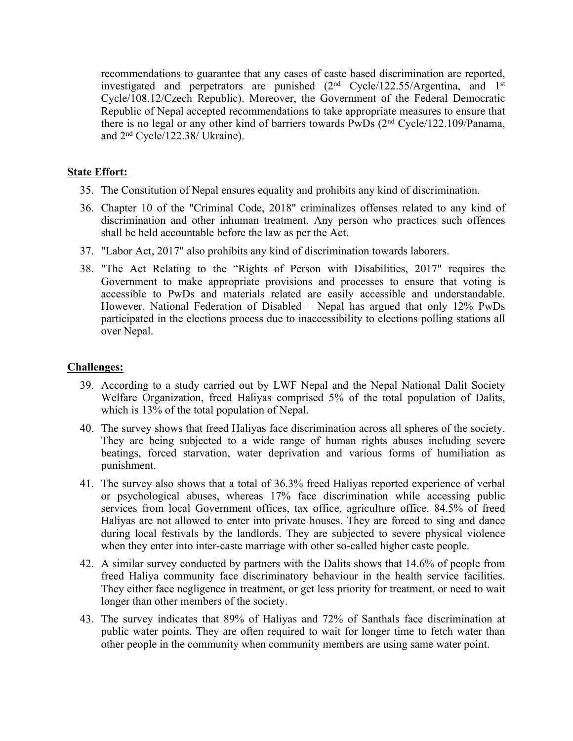recommendations to guarantee that any cases of caste based discrimination are reported, investigated and perpetrators are punished (2nd Cycle/122.55/Argentina, and 1st Cycle/108.12/Czech Republic). Moreover, the Government of the Federal Democratic Republic of Nepal accepted recommendations to take appropriate measures to ensure that there is no legal or any other kind of barriers towards PwDs (2nd Cycle/122.109/Panama, and 2nd Cycle/122.38/ Ukraine).

**State Effort:**

35. The Constitution of Nepal ensures equality and prohibits any kind of discrimination.
36. Chapter 10 of the "Criminal Code, 2018" criminalizes offenses related to any kind of discrimination and other inhuman treatment. Any person who practices such offences shall be held accountable before the law as per the Act.
37. "Labor Act, 2017" also prohibits any kind of discrimination towards laborers.
38. "The Act Relating to the "Rights of Person with Disabilities, 2017" requires the Government to make appropriate provisions and processes to ensure that voting is accessible to PwDs and materials related are easily accessible and understandable. However, National Federation of Disabled – Nepal has argued that only 12% PwDs participated in the elections process due to inaccessibility to elections polling stations all over Nepal.

**Challenges:**

39. According to a study carried out by LWF Nepal and the Nepal National Dalit Society Welfare Organization, freed Haliyas comprised 5% of the total population of Dalits, which is 13% of the total population of Nepal.
40. The survey shows that freed Haliyas face discrimination across all spheres of the society. They are being subjected to a wide range of human rights abuses including severe beatings, forced starvation, water deprivation and various forms of humiliation as punishment.
41. The survey also shows that a total of 36.3% freed Haliyas reported experience of verbal or psychological abuses, whereas 17% face discrimination while accessing public services from local Government offices, tax office, agriculture office. 84.5% of freed Haliyas are not allowed to enter into private houses. They are forced to sing and dance during local festivals by the landlords. They are subjected to severe physical violence when they enter into inter-caste marriage with other so-called higher caste people.
42. A similar survey conducted by partners with the Dalits shows that 14.6% of people from freed Haliya community face discriminatory behaviour in the health service facilities. They either face negligence in treatment, or get less priority for treatment, or need to wait longer than other members of the society.
43. The survey indicates that 89% of Haliyas and 72% of Santhals face discrimination at public water points. They are often required to wait for longer time to fetch water than other people in the community when community members are using same water point.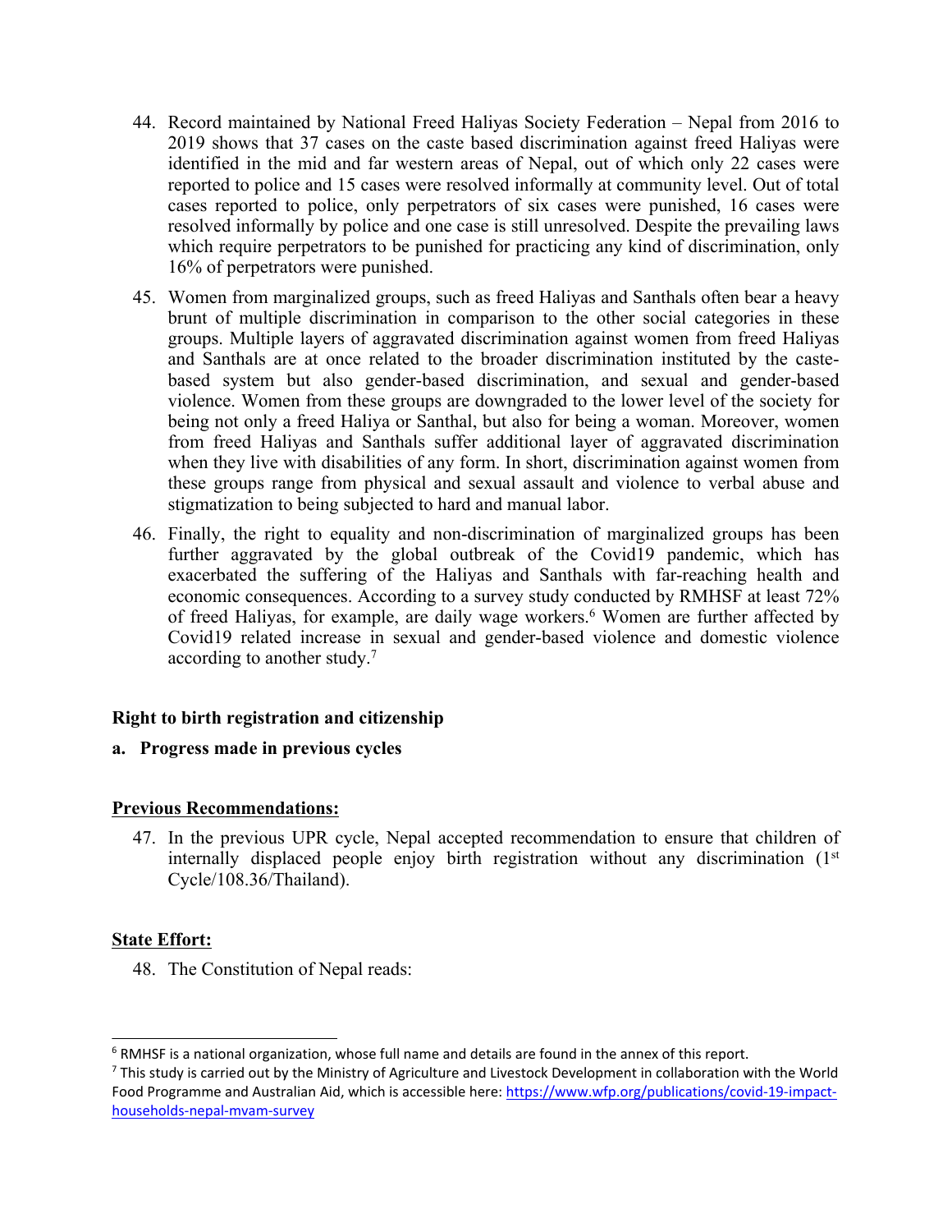44. Record maintained by National Freed Haliyas Society Federation – Nepal from 2016 to 2019 shows that 37 cases on the caste based discrimination against freed Haliyas were identified in the mid and far western areas of Nepal, out of which only 22 cases were reported to police and 15 cases were resolved informally at community level. Out of total cases reported to police, only perpetrators of six cases were punished, 16 cases were resolved informally by police and one case is still unresolved. Despite the prevailing laws which require perpetrators to be punished for practicing any kind of discrimination, only 16% of perpetrators were punished.

45. Women from marginalized groups, such as freed Haliyas and Santhals often bear a heavy brunt of multiple discrimination in comparison to the other social categories in these groups. Multiple layers of aggravated discrimination against women from freed Haliyas and Santhals are at once related to the broader discrimination instituted by the caste-based system but also gender-based discrimination, and sexual and gender-based violence. Women from these groups are downgraded to the lower level of the society for being not only a freed Haliya or Santhal, but also for being a woman. Moreover, women from freed Haliyas and Santhals suffer additional layer of aggravated discrimination when they live with disabilities of any form. In short, discrimination against women from these groups range from physical and sexual assault and violence to verbal abuse and stigmatization to being subjected to hard and manual labor.

46. Finally, the right to equality and non-discrimination of marginalized groups has been further aggravated by the global outbreak of the Covid19 pandemic, which has exacerbated the suffering of the Haliyas and Santhals with far-reaching health and economic consequences. According to a survey study conducted by RMHSF at least 72% of freed Haliyas, for example, are daily wage workers.[6] Women are further affected by Covid19 related increase in sexual and gender-based violence and domestic violence according to another study.[7]

**Right to birth registration and citizenship**

**a. Progress made in previous cycles**

**Previous Recommendations:**

47. In the previous UPR cycle, Nepal accepted recommendation to ensure that children of internally displaced people enjoy birth registration without any discrimination (1st Cycle/108.36/Thailand).

**State Effort:**

48. The Constitution of Nepal reads:

---

[6] RMHSF is a national organization, whose full name and details are found in the annex of this report.

[7] This study is carried out by the Ministry of Agriculture and Livestock Development in collaboration with the World Food Programme and Australian Aid, which is accessible here: https://www.wfp.org/publications/covid-19-impact-households-nepal-mvam-survey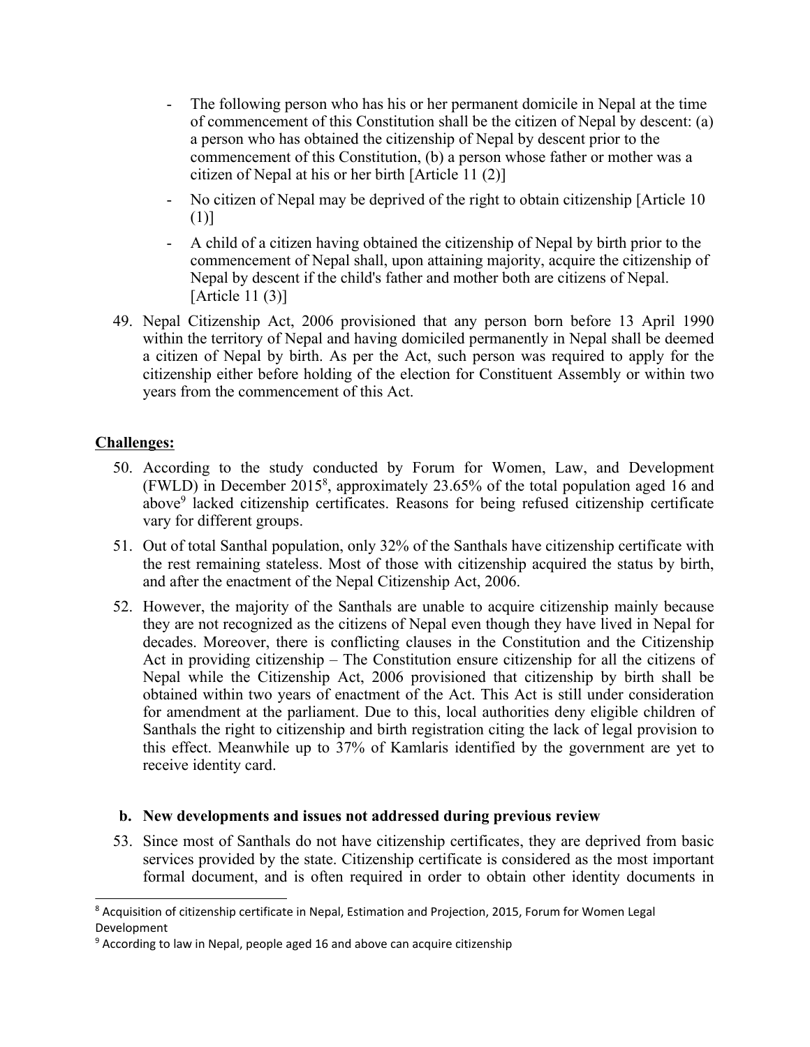- The following person who has his or her permanent domicile in Nepal at the time of commencement of this Constitution shall be the citizen of Nepal by descent: (a) a person who has obtained the citizenship of Nepal by descent prior to the commencement of this Constitution, (b) a person whose father or mother was a citizen of Nepal at his or her birth [Article 11 (2)]
- No citizen of Nepal may be deprived of the right to obtain citizenship [Article 10 (1)]
- A child of a citizen having obtained the citizenship of Nepal by birth prior to the commencement of Nepal shall, upon attaining majority, acquire the citizenship of Nepal by descent if the child's father and mother both are citizens of Nepal. [Article 11 (3)]

49. Nepal Citizenship Act, 2006 provisioned that any person born before 13 April 1990 within the territory of Nepal and having domiciled permanently in Nepal shall be deemed a citizen of Nepal by birth. As per the Act, such person was required to apply for the citizenship either before holding of the election for Constituent Assembly or within two years from the commencement of this Act.

**Challenges:**

50. According to the study conducted by Forum for Women, Law, and Development (FWLD) in December 2015[8], approximately 23.65% of the total population aged 16 and above[9] lacked citizenship certificates. Reasons for being refused citizenship certificate vary for different groups.

51. Out of total Santhal population, only 32% of the Santhals have citizenship certificate with the rest remaining stateless. Most of those with citizenship acquired the status by birth, and after the enactment of the Nepal Citizenship Act, 2006.

52. However, the majority of the Santhals are unable to acquire citizenship mainly because they are not recognized as the citizens of Nepal even though they have lived in Nepal for decades. Moreover, there is conflicting clauses in the Constitution and the Citizenship Act in providing citizenship – The Constitution ensure citizenship for all the citizens of Nepal while the Citizenship Act, 2006 provisioned that citizenship by birth shall be obtained within two years of enactment of the Act. This Act is still under consideration for amendment at the parliament. Due to this, local authorities deny eligible children of Santhals the right to citizenship and birth registration citing the lack of legal provision to this effect. Meanwhile up to 37% of Kamlaris identified by the government are yet to receive identity card.

**b. New developments and issues not addressed during previous review**

53. Since most of Santhals do not have citizenship certificates, they are deprived from basic services provided by the state. Citizenship certificate is considered as the most important formal document, and is often required in order to obtain other identity documents in

---

[8] Acquisition of citizenship certificate in Nepal, Estimation and Projection, 2015, Forum for Women Legal Development

[9] According to law in Nepal, people aged 16 and above can acquire citizenship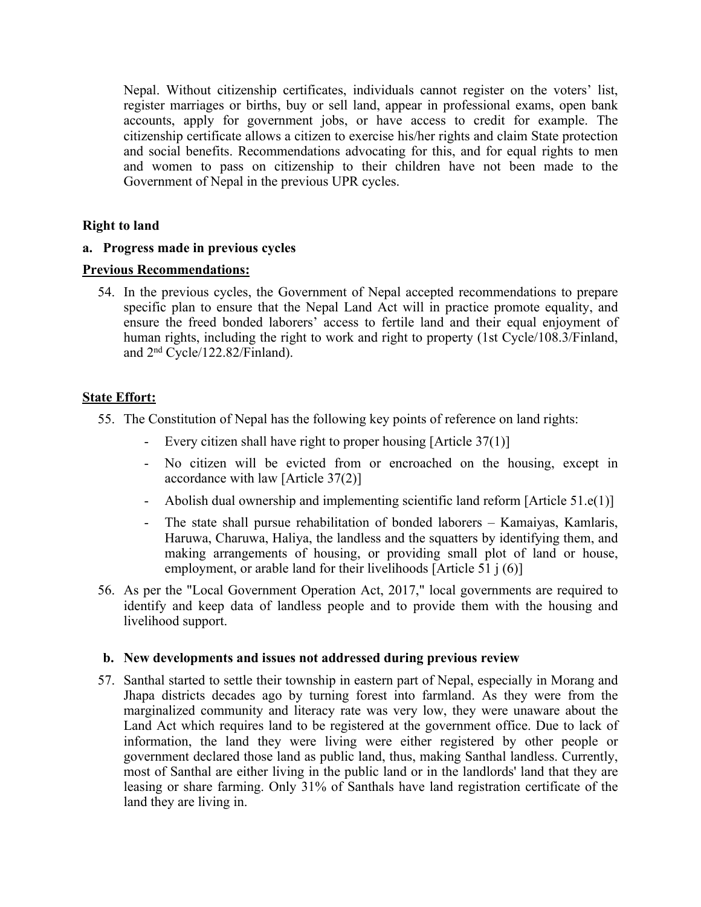Nepal. Without citizenship certificates, individuals cannot register on the voters' list, register marriages or births, buy or sell land, appear in professional exams, open bank accounts, apply for government jobs, or have access to credit for example. The citizenship certificate allows a citizen to exercise his/her rights and claim State protection and social benefits. Recommendations advocating for this, and for equal rights to men and women to pass on citizenship to their children have not been made to the Government of Nepal in the previous UPR cycles.

**Right to land**

**a. Progress made in previous cycles**

**<u>Previous Recommendations:</u>**

54. In the previous cycles, the Government of Nepal accepted recommendations to prepare specific plan to ensure that the Nepal Land Act will in practice promote equality, and ensure the freed bonded laborers' access to fertile land and their equal enjoyment of human rights, including the right to work and right to property (1st Cycle/108.3/Finland, and 2nd Cycle/122.82/Finland).

**<u>State Effort:</u>**

55. The Constitution of Nepal has the following key points of reference on land rights:
    - Every citizen shall have right to proper housing [Article 37(1)]
    - No citizen will be evicted from or encroached on the housing, except in accordance with law [Article 37(2)]
    - Abolish dual ownership and implementing scientific land reform [Article 51.e(1)]
    - The state shall pursue rehabilitation of bonded laborers – Kamaiyas, Kamlaris, Haruwa, Charuwa, Haliya, the landless and the squatters by identifying them, and making arrangements of housing, or providing small plot of land or house, employment, or arable land for their livelihoods [Article 51 j (6)]
56. As per the "Local Government Operation Act, 2017," local governments are required to identify and keep data of landless people and to provide them with the housing and livelihood support.

**b. New developments and issues not addressed during previous review**

57. Santhal started to settle their township in eastern part of Nepal, especially in Morang and Jhapa districts decades ago by turning forest into farmland. As they were from the marginalized community and literacy rate was very low, they were unaware about the Land Act which requires land to be registered at the government office. Due to lack of information, the land they were living were either registered by other people or government declared those land as public land, thus, making Santhal landless. Currently, most of Santhal are either living in the public land or in the landlords' land that they are leasing or share farming. Only 31% of Santhals have land registration certificate of the land they are living in.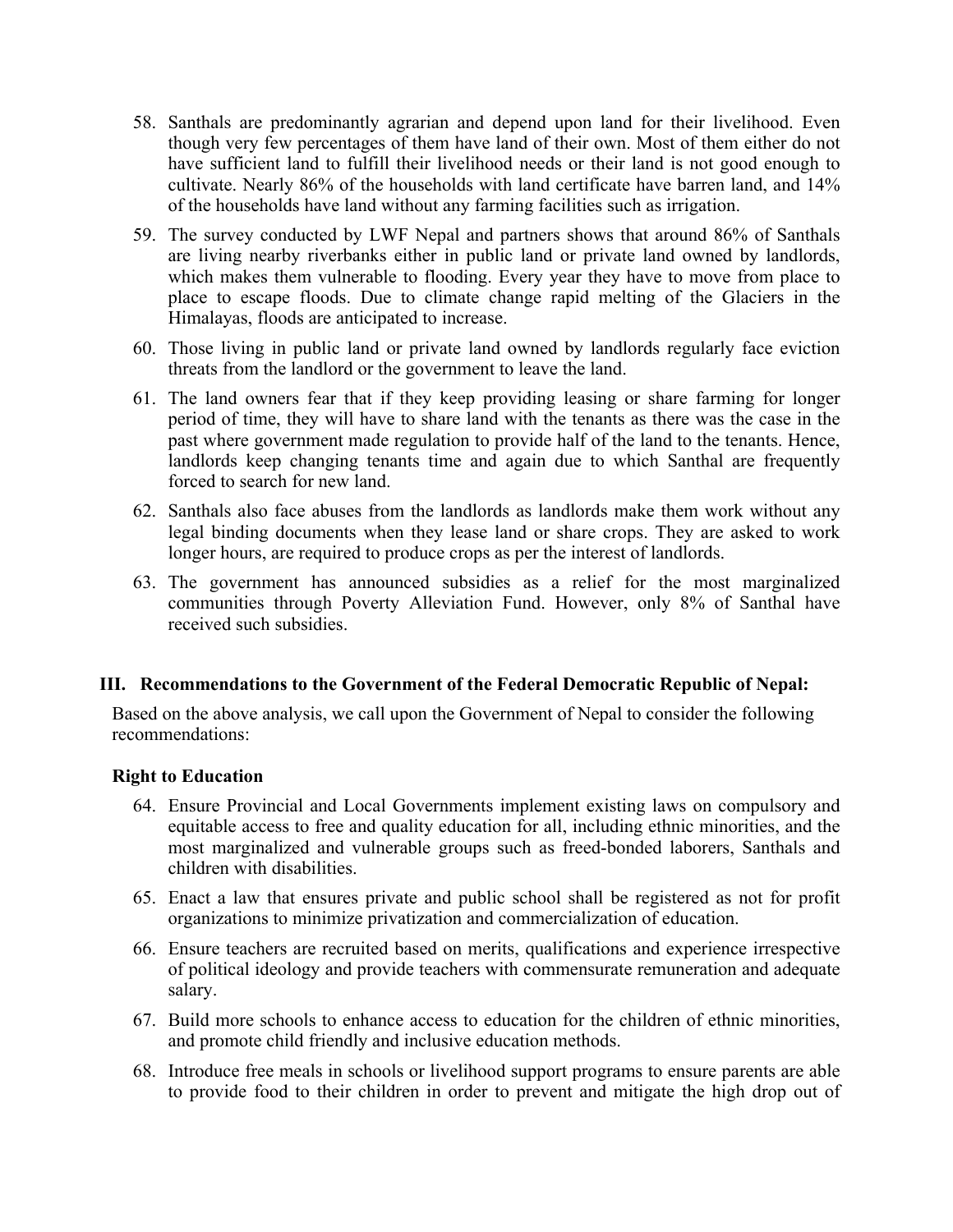58. Santhals are predominantly agrarian and depend upon land for their livelihood. Even though very few percentages of them have land of their own. Most of them either do not have sufficient land to fulfill their livelihood needs or their land is not good enough to cultivate. Nearly 86% of the households with land certificate have barren land, and 14% of the households have land without any farming facilities such as irrigation.

59. The survey conducted by LWF Nepal and partners shows that around 86% of Santhals are living nearby riverbanks either in public land or private land owned by landlords, which makes them vulnerable to flooding. Every year they have to move from place to place to escape floods. Due to climate change rapid melting of the Glaciers in the Himalayas, floods are anticipated to increase.

60. Those living in public land or private land owned by landlords regularly face eviction threats from the landlord or the government to leave the land.

61. The land owners fear that if they keep providing leasing or share farming for longer period of time, they will have to share land with the tenants as there was the case in the past where government made regulation to provide half of the land to the tenants. Hence, landlords keep changing tenants time and again due to which Santhal are frequently forced to search for new land.

62. Santhals also face abuses from the landlords as landlords make them work without any legal binding documents when they lease land or share crops. They are asked to work longer hours, are required to produce crops as per the interest of landlords.

63. The government has announced subsidies as a relief for the most marginalized communities through Poverty Alleviation Fund. However, only 8% of Santhal have received such subsidies.

## III. Recommendations to the Government of the Federal Democratic Republic of Nepal:

Based on the above analysis, we call upon the Government of Nepal to consider the following recommendations:

### Right to Education

64. Ensure Provincial and Local Governments implement existing laws on compulsory and equitable access to free and quality education for all, including ethnic minorities, and the most marginalized and vulnerable groups such as freed-bonded laborers, Santhals and children with disabilities.

65. Enact a law that ensures private and public school shall be registered as not for profit organizations to minimize privatization and commercialization of education.

66. Ensure teachers are recruited based on merits, qualifications and experience irrespective of political ideology and provide teachers with commensurate remuneration and adequate salary.

67. Build more schools to enhance access to education for the children of ethnic minorities, and promote child friendly and inclusive education methods.

68. Introduce free meals in schools or livelihood support programs to ensure parents are able to provide food to their children in order to prevent and mitigate the high drop out of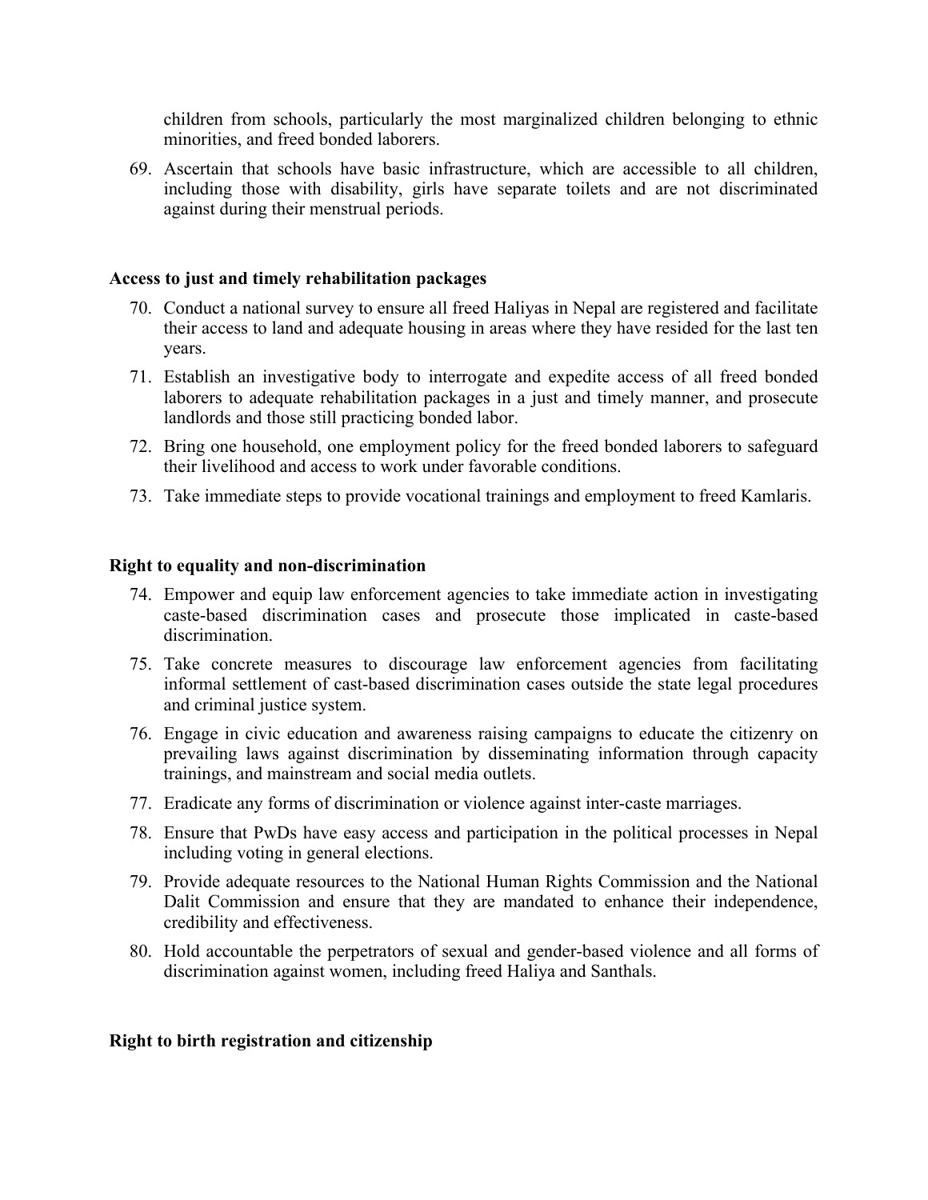children from schools, particularly the most marginalized children belonging to ethnic minorities, and freed bonded laborers.

69. Ascertain that schools have basic infrastructure, which are accessible to all children, including those with disability, girls have separate toilets and are not discriminated against during their menstrual periods.

**Access to just and timely rehabilitation packages**

70. Conduct a national survey to ensure all freed Haliyas in Nepal are registered and facilitate their access to land and adequate housing in areas where they have resided for the last ten years.
71. Establish an investigative body to interrogate and expedite access of all freed bonded laborers to adequate rehabilitation packages in a just and timely manner, and prosecute landlords and those still practicing bonded labor.
72. Bring one household, one employment policy for the freed bonded laborers to safeguard their livelihood and access to work under favorable conditions.
73. Take immediate steps to provide vocational trainings and employment to freed Kamlaris.

**Right to equality and non-discrimination**

74. Empower and equip law enforcement agencies to take immediate action in investigating caste-based discrimination cases and prosecute those implicated in caste-based discrimination.
75. Take concrete measures to discourage law enforcement agencies from facilitating informal settlement of cast-based discrimination cases outside the state legal procedures and criminal justice system.
76. Engage in civic education and awareness raising campaigns to educate the citizenry on prevailing laws against discrimination by disseminating information through capacity trainings, and mainstream and social media outlets.
77. Eradicate any forms of discrimination or violence against inter-caste marriages.
78. Ensure that PwDs have easy access and participation in the political processes in Nepal including voting in general elections.
79. Provide adequate resources to the National Human Rights Commission and the National Dalit Commission and ensure that they are mandated to enhance their independence, credibility and effectiveness.
80. Hold accountable the perpetrators of sexual and gender-based violence and all forms of discrimination against women, including freed Haliya and Santhals.

**Right to birth registration and citizenship**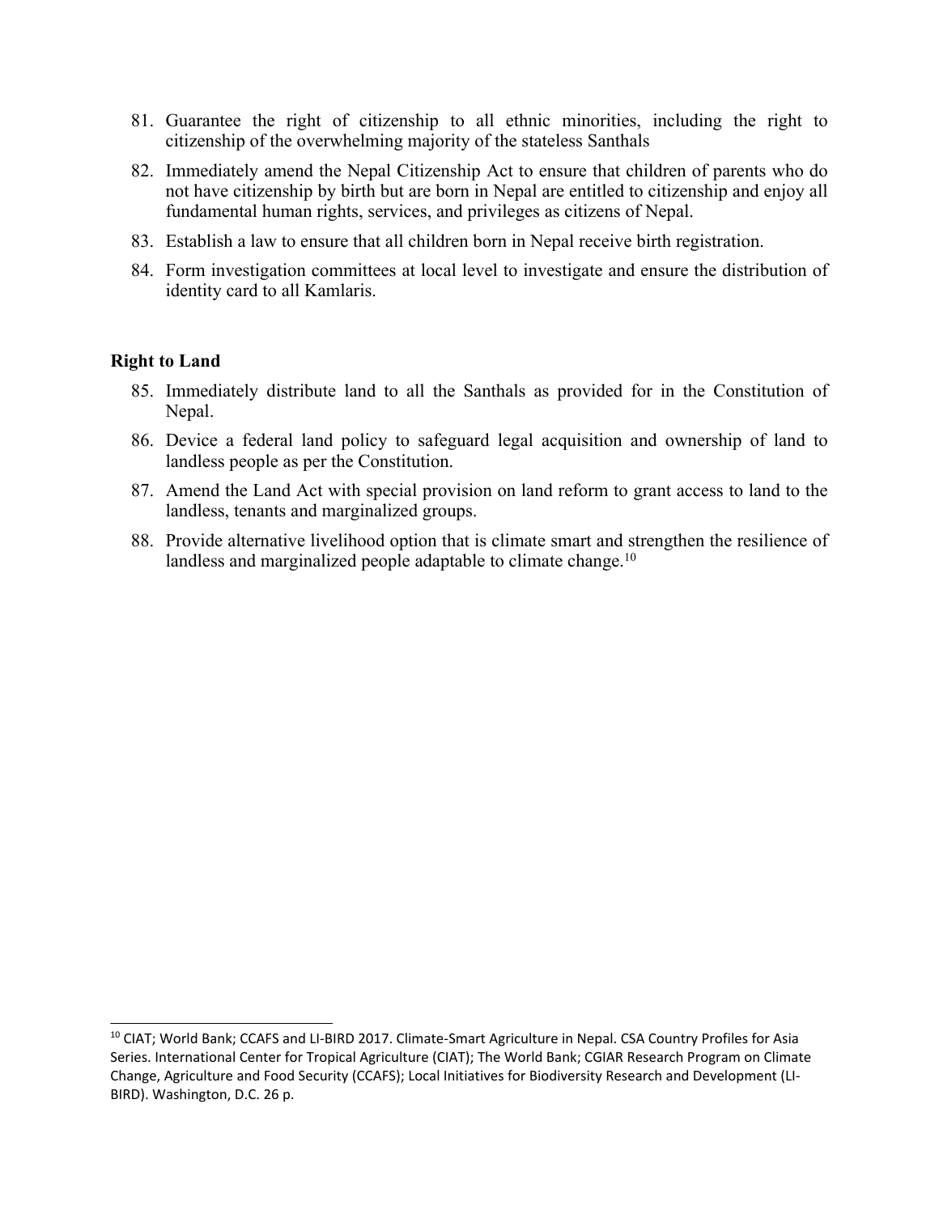81. Guarantee the right of citizenship to all ethnic minorities, including the right to citizenship of the overwhelming majority of the stateless Santhals
82. Immediately amend the Nepal Citizenship Act to ensure that children of parents who do not have citizenship by birth but are born in Nepal are entitled to citizenship and enjoy all fundamental human rights, services, and privileges as citizens of Nepal.
83. Establish a law to ensure that all children born in Nepal receive birth registration.
84. Form investigation committees at local level to investigate and ensure the distribution of identity card to all Kamlaris.

**Right to Land**

85. Immediately distribute land to all the Santhals as provided for in the Constitution of Nepal.
86. Device a federal land policy to safeguard legal acquisition and ownership of land to landless people as per the Constitution.
87. Amend the Land Act with special provision on land reform to grant access to land to the landless, tenants and marginalized groups.
88. Provide alternative livelihood option that is climate smart and strengthen the resilience of landless and marginalized people adaptable to climate change.[10]

---

[10] CIAT; World Bank; CCAFS and LI-BIRD 2017. Climate-Smart Agriculture in Nepal. CSA Country Profiles for Asia Series. International Center for Tropical Agriculture (CIAT); The World Bank; CGIAR Research Program on Climate Change, Agriculture and Food Security (CCAFS); Local Initiatives for Biodiversity Research and Development (LI-BIRD). Washington, D.C. 26 p.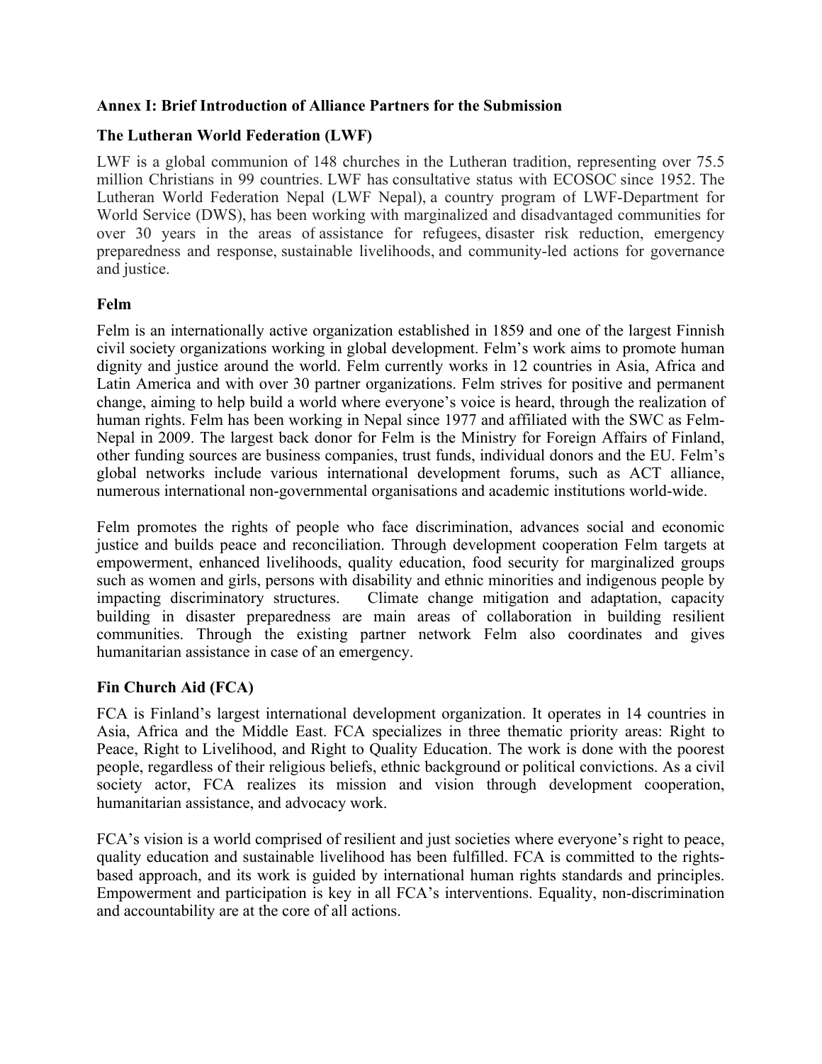## Annex I: Brief Introduction of Alliance Partners for the Submission

### The Lutheran World Federation (LWF)

LWF is a global communion of 148 churches in the Lutheran tradition, representing over 75.5 million Christians in 99 countries. LWF has consultative status with ECOSOC since 1952. The Lutheran World Federation Nepal (LWF Nepal), a country program of LWF-Department for World Service (DWS), has been working with marginalized and disadvantaged communities for over 30 years in the areas of assistance for refugees, disaster risk reduction, emergency preparedness and response, sustainable livelihoods, and community-led actions for governance and justice.

### Felm

Felm is an internationally active organization established in 1859 and one of the largest Finnish civil society organizations working in global development. Felm's work aims to promote human dignity and justice around the world. Felm currently works in 12 countries in Asia, Africa and Latin America and with over 30 partner organizations. Felm strives for positive and permanent change, aiming to help build a world where everyone's voice is heard, through the realization of human rights. Felm has been working in Nepal since 1977 and affiliated with the SWC as Felm-Nepal in 2009. The largest back donor for Felm is the Ministry for Foreign Affairs of Finland, other funding sources are business companies, trust funds, individual donors and the EU. Felm's global networks include various international development forums, such as ACT alliance, numerous international non-governmental organisations and academic institutions world-wide.

Felm promotes the rights of people who face discrimination, advances social and economic justice and builds peace and reconciliation. Through development cooperation Felm targets at empowerment, enhanced livelihoods, quality education, food security for marginalized groups such as women and girls, persons with disability and ethnic minorities and indigenous people by impacting discriminatory structures. Climate change mitigation and adaptation, capacity building in disaster preparedness are main areas of collaboration in building resilient communities. Through the existing partner network Felm also coordinates and gives humanitarian assistance in case of an emergency.

### Fin Church Aid (FCA)

FCA is Finland's largest international development organization. It operates in 14 countries in Asia, Africa and the Middle East. FCA specializes in three thematic priority areas: Right to Peace, Right to Livelihood, and Right to Quality Education. The work is done with the poorest people, regardless of their religious beliefs, ethnic background or political convictions. As a civil society actor, FCA realizes its mission and vision through development cooperation, humanitarian assistance, and advocacy work.

FCA's vision is a world comprised of resilient and just societies where everyone's right to peace, quality education and sustainable livelihood has been fulfilled. FCA is committed to the rights-based approach, and its work is guided by international human rights standards and principles. Empowerment and participation is key in all FCA's interventions. Equality, non-discrimination and accountability are at the core of all actions.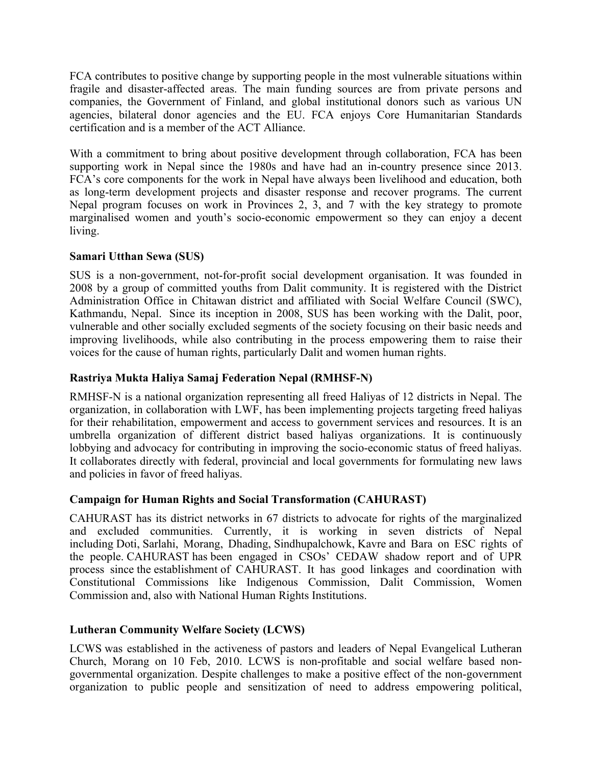FCA contributes to positive change by supporting people in the most vulnerable situations within fragile and disaster-affected areas. The main funding sources are from private persons and companies, the Government of Finland, and global institutional donors such as various UN agencies, bilateral donor agencies and the EU. FCA enjoys Core Humanitarian Standards certification and is a member of the ACT Alliance.

With a commitment to bring about positive development through collaboration, FCA has been supporting work in Nepal since the 1980s and have had an in-country presence since 2013. FCA's core components for the work in Nepal have always been livelihood and education, both as long-term development projects and disaster response and recover programs. The current Nepal program focuses on work in Provinces 2, 3, and 7 with the key strategy to promote marginalised women and youth's socio-economic empowerment so they can enjoy a decent living.

**Samari Utthan Sewa (SUS)**

SUS is a non-government, not-for-profit social development organisation. It was founded in 2008 by a group of committed youths from Dalit community. It is registered with the District Administration Office in Chitawan district and affiliated with Social Welfare Council (SWC), Kathmandu, Nepal. Since its inception in 2008, SUS has been working with the Dalit, poor, vulnerable and other socially excluded segments of the society focusing on their basic needs and improving livelihoods, while also contributing in the process empowering them to raise their voices for the cause of human rights, particularly Dalit and women human rights.

**Rastriya Mukta Haliya Samaj Federation Nepal (RMHSF-N)**

RMHSF-N is a national organization representing all freed Haliyas of 12 districts in Nepal. The organization, in collaboration with LWF, has been implementing projects targeting freed haliyas for their rehabilitation, empowerment and access to government services and resources. It is an umbrella organization of different district based haliyas organizations. It is continuously lobbying and advocacy for contributing in improving the socio-economic status of freed haliyas. It collaborates directly with federal, provincial and local governments for formulating new laws and policies in favor of freed haliyas.

**Campaign for Human Rights and Social Transformation (CAHURAST)**

CAHURAST has its district networks in 67 districts to advocate for rights of the marginalized and excluded communities. Currently, it is working in seven districts of Nepal including Doti, Sarlahi, Morang, Dhading, Sindhupalchowk, Kavre and Bara on ESC rights of the people. CAHURAST has been engaged in CSOs' CEDAW shadow report and of UPR process since the establishment of CAHURAST. It has good linkages and coordination with Constitutional Commissions like Indigenous Commission, Dalit Commission, Women Commission and, also with National Human Rights Institutions.

**Lutheran Community Welfare Society (LCWS)**

LCWS was established in the activeness of pastors and leaders of Nepal Evangelical Lutheran Church, Morang on 10 Feb, 2010. LCWS is non-profitable and social welfare based non-governmental organization. Despite challenges to make a positive effect of the non-government organization to public people and sensitization of need to address empowering political,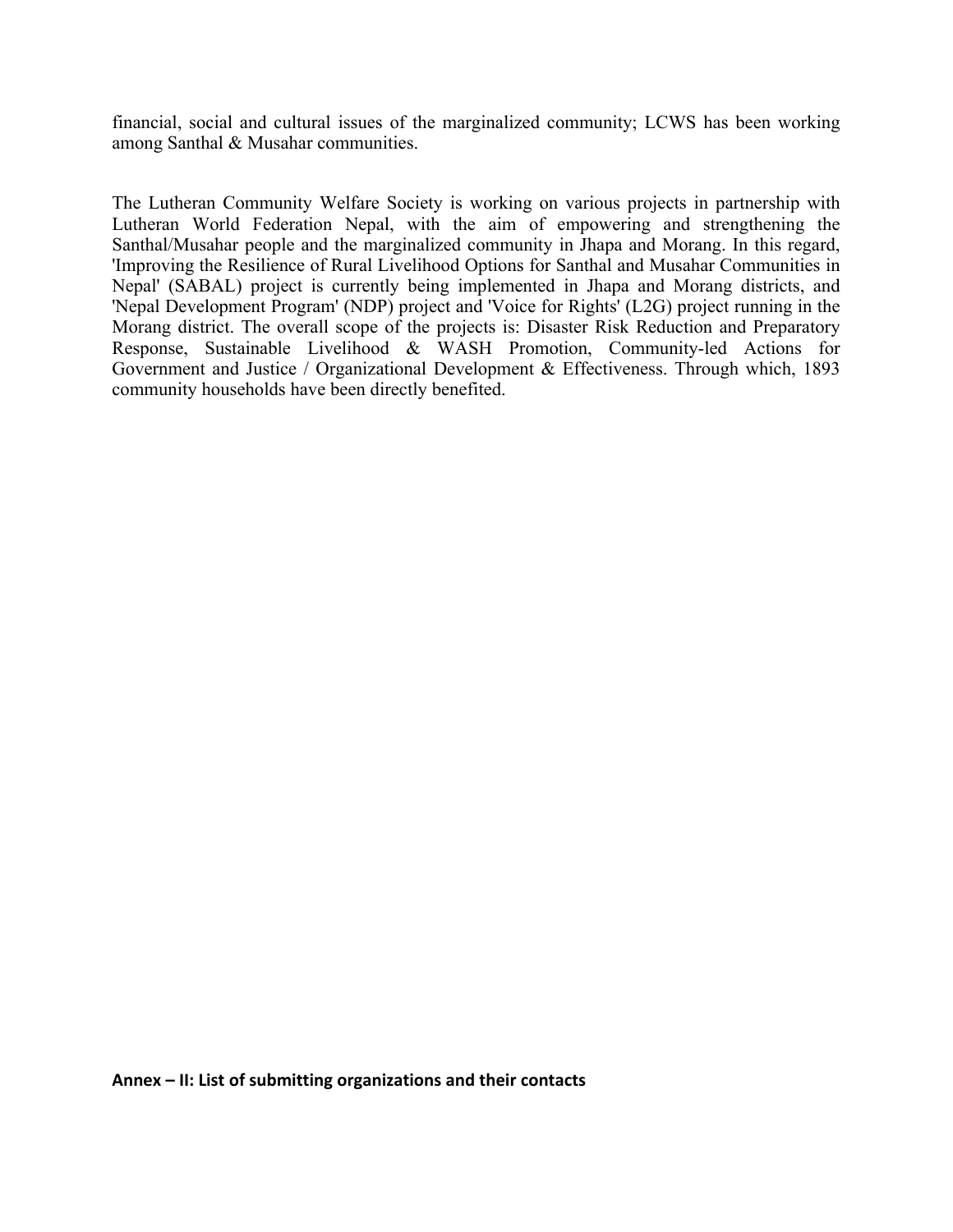financial, social and cultural issues of the marginalized community; LCWS has been working among Santhal & Musahar communities.

The Lutheran Community Welfare Society is working on various projects in partnership with Lutheran World Federation Nepal, with the aim of empowering and strengthening the Santhal/Musahar people and the marginalized community in Jhapa and Morang. In this regard, 'Improving the Resilience of Rural Livelihood Options for Santhal and Musahar Communities in Nepal' (SABAL) project is currently being implemented in Jhapa and Morang districts, and 'Nepal Development Program' (NDP) project and 'Voice for Rights' (L2G) project running in the Morang district. The overall scope of the projects is: Disaster Risk Reduction and Preparatory Response, Sustainable Livelihood & WASH Promotion, Community-led Actions for Government and Justice / Organizational Development & Effectiveness. Through which, 1893 community households have been directly benefited.

**Annex – II: List of submitting organizations and their contacts**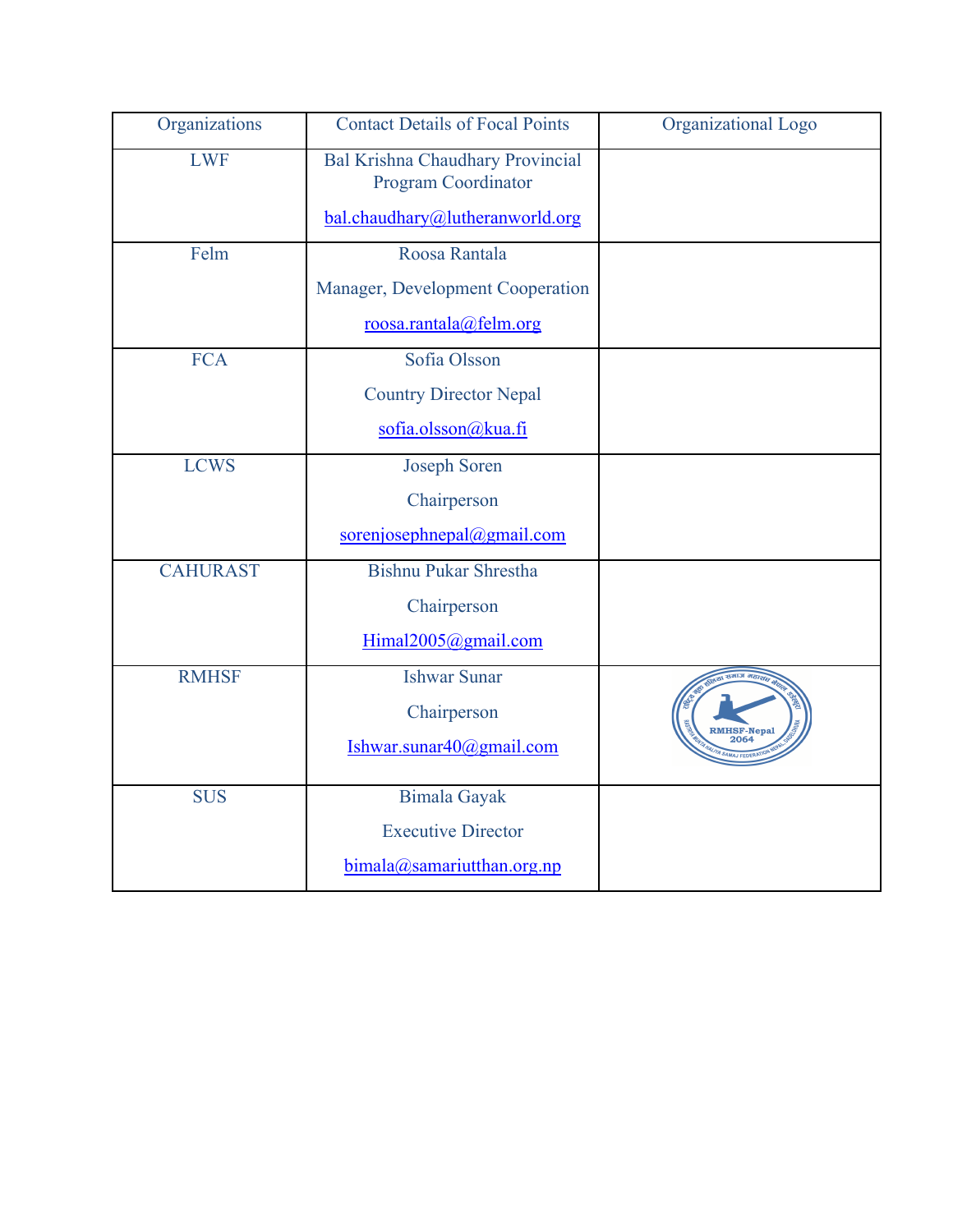| Organizations | Contact Details of Focal Points | Organizational Logo |
|---|---|---|
| LWF | Bal Krishna Chaudhary Provincial Program Coordinator<br>bal.chaudhary@lutheranworld.org | |
| Felm | Roosa Rantala<br>Manager, Development Cooperation<br>roosa.rantala@felm.org | |
| FCA | Sofia Olsson<br>Country Director Nepal<br>sofia.olsson@kua.fi | |
| LCWS | Joseph Soren<br>Chairperson<br>sorenjosephnepal@gmail.com | |
| CAHURAST | Bishnu Pukar Shrestha<br>Chairperson<br>Himal2005@gmail.com | |
| RMHSF | Ishwar Sunar<br>Chairperson<br>Ishwar.sunar40@gmail.com | RMHSF-Nepal 2064 |
| SUS | Bimala Gayak<br>Executive Director<br>bimala@samariutthan.org.np | |